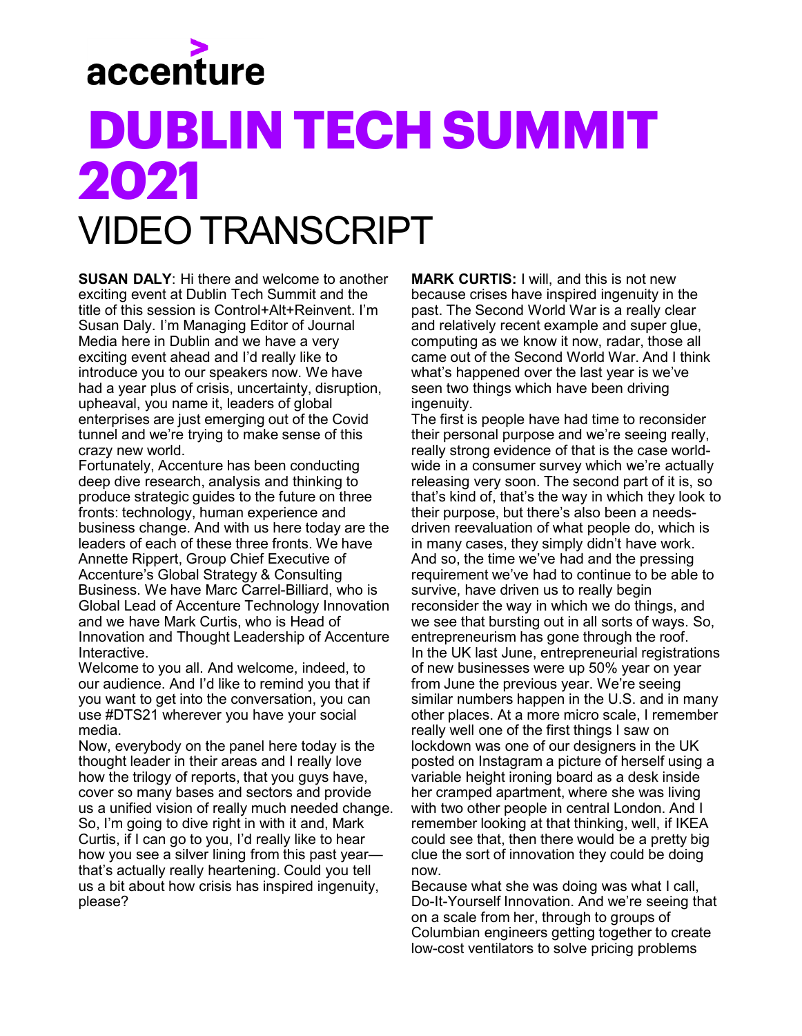accenture

# DUBLIN TECH SUMMIT 2021

# VIDEO TRANSCRIPT

**SUSAN DALY**: Hi there and welcome to another exciting event at Dublin Tech Summit and the title of this session is Control+Alt+Reinvent. I'm Susan Daly. I'm Managing Editor of Journal Media here in Dublin and we have a very exciting event ahead and I'd really like to introduce you to our speakers now. We have had a year plus of crisis, uncertainty, disruption, upheaval, you name it, leaders of global enterprises are just emerging out of the Covid tunnel and we're trying to make sense of this crazy new world.

Fortunately, Accenture has been conducting deep dive research, analysis and thinking to produce strategic guides to the future on three fronts: technology, human experience and business change. And with us here today are the leaders of each of these three fronts. We have Annette Rippert, Group Chief Executive of Accenture's Global Strategy & Consulting Business. We have Marc Carrel-Billiard, who is Global Lead of Accenture Technology Innovation and we have Mark Curtis, who is Head of Innovation and Thought Leadership of Accenture Interactive.

Welcome to you all. And welcome, indeed, to our audience. And I'd like to remind you that if you want to get into the conversation, you can use #DTS21 wherever you have your social media.

Now, everybody on the panel here today is the thought leader in their areas and I really love how the trilogy of reports, that you guys have, cover so many bases and sectors and provide us a unified vision of really much needed change. So, I'm going to dive right in with it and, Mark Curtis, if I can go to you, I'd really like to hear how you see a silver lining from this past year—that's actually really heartening. Could you tell us a bit about how crisis has inspired ingenuity, please?

**MARK CURTIS:** I will, and this is not new because crises have inspired ingenuity in the past. The Second World War is a really clear and relatively recent example and super glue, computing as we know it now, radar, those all came out of the Second World War. And I think what's happened over the last year is we've seen two things which have been driving ingenuity.

The first is people have had time to reconsider their personal purpose and we're seeing really, really strong evidence of that is the case world-wide in a consumer survey which we're actually releasing very soon. The second part of it is, so that's kind of, that's the way in which they look to their purpose, but there's also been a needs-driven reevaluation of what people do, which is in many cases, they simply didn't have work. And so, the time we've had and the pressing requirement we've had to continue to be able to survive, have driven us to really begin reconsider the way in which we do things, and we see that bursting out in all sorts of ways. So, entrepreneurism has gone through the roof.

In the UK last June, entrepreneurial registrations of new businesses were up 50% year on year from June the previous year. We're seeing similar numbers happen in the U.S. and in many other places. At a more micro scale, I remember really well one of the first things I saw on lockdown was one of our designers in the UK posted on Instagram a picture of herself using a variable height ironing board as a desk inside her cramped apartment, where she was living with two other people in central London. And I remember looking at that thinking, well, if IKEA could see that, then there would be a pretty big clue the sort of innovation they could be doing now.

Because what she was doing was what I call, Do-It-Yourself Innovation. And we're seeing that on a scale from her, through to groups of Columbian engineers getting together to create low-cost ventilators to solve pricing problems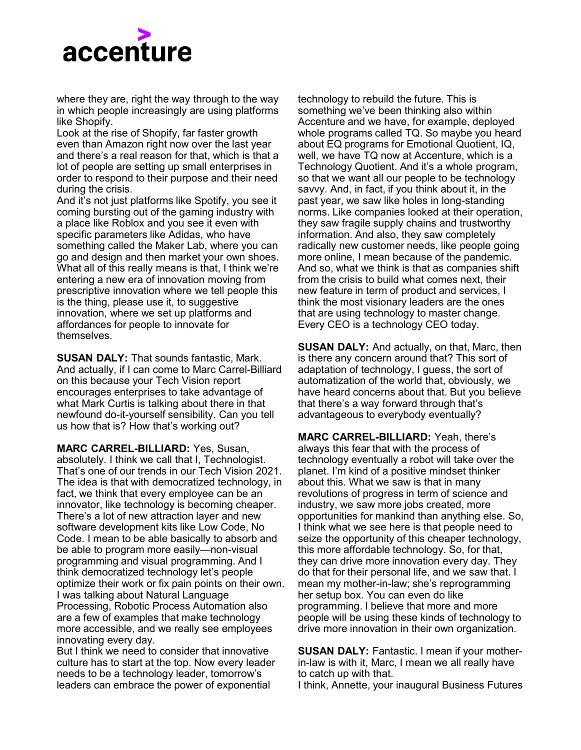where they are, right the way through to the way in which people increasingly are using platforms like Shopify.

Look at the rise of Shopify, far faster growth even than Amazon right now over the last year and there's a real reason for that, which is that a lot of people are setting up small enterprises in order to respond to their purpose and their need during the crisis.

And it's not just platforms like Spotify, you see it coming bursting out of the gaming industry with a place like Roblox and you see it even with specific parameters like Adidas, who have something called the Maker Lab, where you can go and design and then market your own shoes. What all of this really means is that, I think we're entering a new era of innovation moving from prescriptive innovation where we tell people this is the thing, please use it, to suggestive innovation, where we set up platforms and affordances for people to innovate for themselves.

**SUSAN DALY:** That sounds fantastic, Mark. And actually, if I can come to Marc Carrel-Billiard on this because your Tech Vision report encourages enterprises to take advantage of what Mark Curtis is talking about there in that newfound do-it-yourself sensibility. Can you tell us how that is? How that's working out?

**MARC CARREL-BILLIARD:** Yes, Susan, absolutely. I think we call that I, Technologist. That's one of our trends in our Tech Vision 2021. The idea is that with democratized technology, in fact, we think that every employee can be an innovator, like technology is becoming cheaper. There's a lot of new attraction layer and new software development kits like Low Code, No Code. I mean to be able basically to absorb and be able to program more easily—non-visual programming and visual programming. And I think democratized technology let's people optimize their work or fix pain points on their own. I was talking about Natural Language Processing, Robotic Process Automation also are a few of examples that make technology more accessible, and we really see employees innovating every day.

But I think we need to consider that innovative culture has to start at the top. Now every leader needs to be a technology leader, tomorrow's leaders can embrace the power of exponential technology to rebuild the future. This is something we've been thinking also within Accenture and we have, for example, deployed whole programs called TQ. So maybe you heard about EQ programs for Emotional Quotient, IQ, well, we have TQ now at Accenture, which is a Technology Quotient. And it's a whole program, so that we want all our people to be technology savvy. And, in fact, if you think about it, in the past year, we saw like holes in long-standing norms. Like companies looked at their operation, they saw fragile supply chains and trustworthy information. And also, they saw completely radically new customer needs, like people going more online, I mean because of the pandemic. And so, what we think is that as companies shift from the crisis to build what comes next, their new feature in term of product and services, I think the most visionary leaders are the ones that are using technology to master change. Every CEO is a technology CEO today.

**SUSAN DALY:** And actually, on that, Marc, then is there any concern around that? This sort of adaptation of technology, I guess, the sort of automatization of the world that, obviously, we have heard concerns about that. But you believe that there's a way forward through that's advantageous to everybody eventually?

**MARC CARREL-BILLIARD:** Yeah, there's always this fear that with the process of technology eventually a robot will take over the planet. I'm kind of a positive mindset thinker about this. What we saw is that in many revolutions of progress in term of science and industry, we saw more jobs created, more opportunities for mankind than anything else. So, I think what we see here is that people need to seize the opportunity of this cheaper technology, this more affordable technology. So, for that, they can drive more innovation every day. They do that for their personal life, and we saw that. I mean my mother-in-law; she's reprogramming her setup box. You can even do like programming. I believe that more and more people will be using these kinds of technology to drive more innovation in their own organization.

**SUSAN DALY:** Fantastic. I mean if your mother-in-law is with it, Marc, I mean we all really have to catch up with that.

I think, Annette, your inaugural Business Futures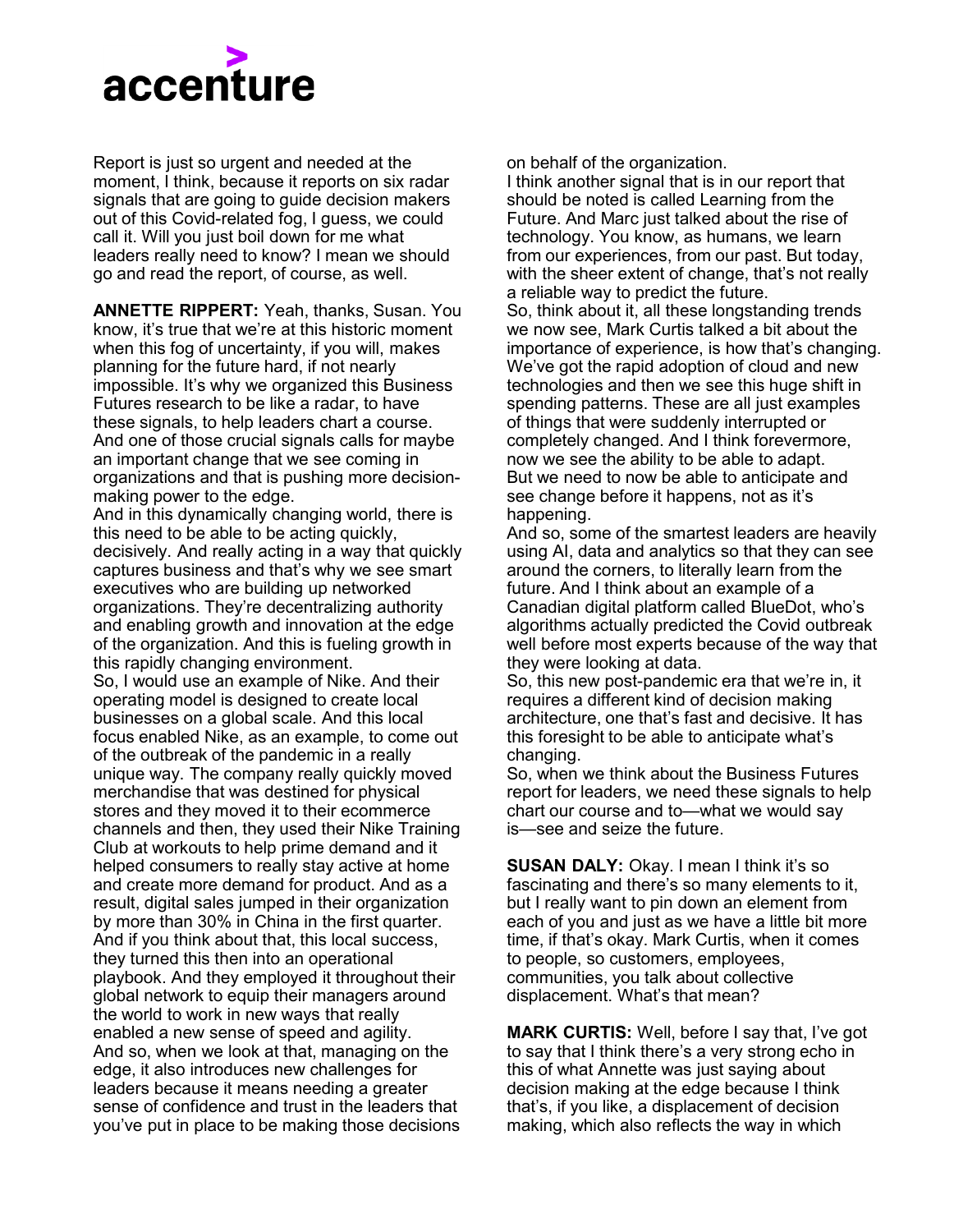Report is just so urgent and needed at the moment, I think, because it reports on six radar signals that are going to guide decision makers out of this Covid-related fog, I guess, we could call it. Will you just boil down for me what leaders really need to know? I mean we should go and read the report, of course, as well.

**ANNETTE RIPPERT:** Yeah, thanks, Susan. You know, it's true that we're at this historic moment when this fog of uncertainty, if you will, makes planning for the future hard, if not nearly impossible. It's why we organized this Business Futures research to be like a radar, to have these signals, to help leaders chart a course. And one of those crucial signals calls for maybe an important change that we see coming in organizations and that is pushing more decision-making power to the edge.

And in this dynamically changing world, there is this need to be able to be acting quickly, decisively. And really acting in a way that quickly captures business and that's why we see smart executives who are building up networked organizations. They're decentralizing authority and enabling growth and innovation at the edge of the organization. And this is fueling growth in this rapidly changing environment.

So, I would use an example of Nike. And their operating model is designed to create local businesses on a global scale. And this local focus enabled Nike, as an example, to come out of the outbreak of the pandemic in a really unique way. The company really quickly moved merchandise that was destined for physical stores and they moved it to their ecommerce channels and then, they used their Nike Training Club at workouts to help prime demand and it helped consumers to really stay active at home and create more demand for product. And as a result, digital sales jumped in their organization by more than 30% in China in the first quarter. And if you think about that, this local success, they turned this then into an operational playbook. And they employed it throughout their global network to equip their managers around the world to work in new ways that really enabled a new sense of speed and agility.

And so, when we look at that, managing on the edge, it also introduces new challenges for leaders because it means needing a greater sense of confidence and trust in the leaders that you've put in place to be making those decisions on behalf of the organization.

I think another signal that is in our report that should be noted is called Learning from the Future. And Marc just talked about the rise of technology. You know, as humans, we learn from our experiences, from our past. But today, with the sheer extent of change, that's not really a reliable way to predict the future.

So, think about it, all these longstanding trends we now see, Mark Curtis talked a bit about the importance of experience, is how that's changing. We've got the rapid adoption of cloud and new technologies and then we see this huge shift in spending patterns. These are all just examples of things that were suddenly interrupted or completely changed. And I think forevermore, now we see the ability to be able to adapt. But we need to now be able to anticipate and see change before it happens, not as it's happening.

And so, some of the smartest leaders are heavily using AI, data and analytics so that they can see around the corners, to literally learn from the future. And I think about an example of a Canadian digital platform called BlueDot, who's algorithms actually predicted the Covid outbreak well before most experts because of the way that they were looking at data.

So, this new post-pandemic era that we're in, it requires a different kind of decision making architecture, one that's fast and decisive. It has this foresight to be able to anticipate what's changing.

So, when we think about the Business Futures report for leaders, we need these signals to help chart our course and to—what we would say is—see and seize the future.

**SUSAN DALY:** Okay. I mean I think it's so fascinating and there's so many elements to it, but I really want to pin down an element from each of you and just as we have a little bit more time, if that's okay. Mark Curtis, when it comes to people, so customers, employees, communities, you talk about collective displacement. What's that mean?

**MARK CURTIS:** Well, before I say that, I've got to say that I think there's a very strong echo in this of what Annette was just saying about decision making at the edge because I think that's, if you like, a displacement of decision making, which also reflects the way in which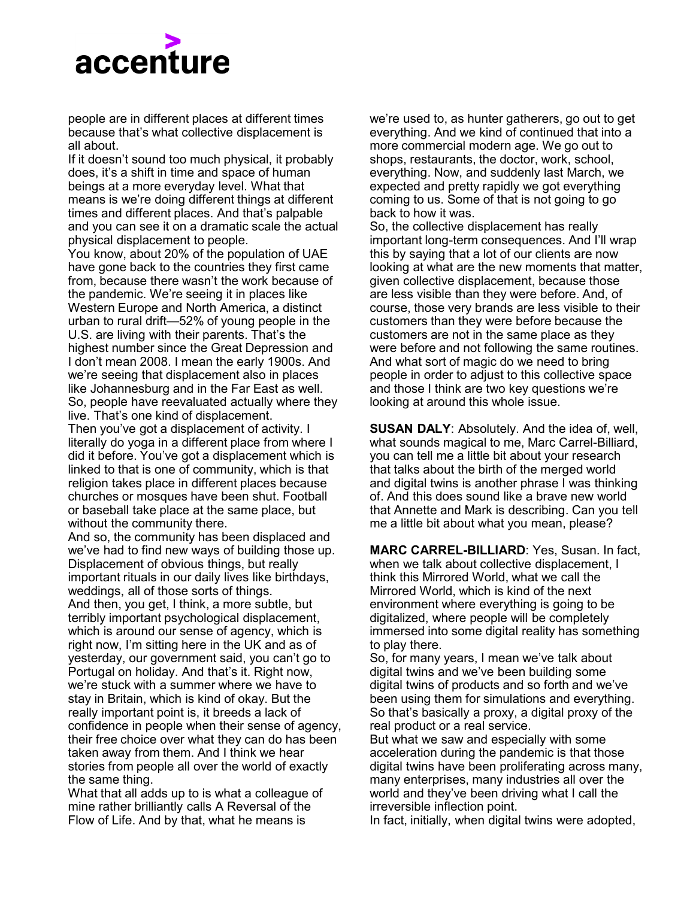people are in different places at different times because that's what collective displacement is all about.

If it doesn't sound too much physical, it probably does, it's a shift in time and space of human beings at a more everyday level. What that means is we're doing different things at different times and different places. And that's palpable and you can see it on a dramatic scale the actual physical displacement to people.

You know, about 20% of the population of UAE have gone back to the countries they first came from, because there wasn't the work because of the pandemic. We're seeing it in places like Western Europe and North America, a distinct urban to rural drift—52% of young people in the U.S. are living with their parents. That's the highest number since the Great Depression and I don't mean 2008. I mean the early 1900s. And we're seeing that displacement also in places like Johannesburg and in the Far East as well. So, people have reevaluated actually where they live. That's one kind of displacement.

Then you've got a displacement of activity. I literally do yoga in a different place from where I did it before. You've got a displacement which is linked to that is one of community, which is that religion takes place in different places because churches or mosques have been shut. Football or baseball take place at the same place, but without the community there.

And so, the community has been displaced and we've had to find new ways of building those up. Displacement of obvious things, but really important rituals in our daily lives like birthdays, weddings, all of those sorts of things.

And then, you get, I think, a more subtle, but terribly important psychological displacement, which is around our sense of agency, which is right now, I'm sitting here in the UK and as of yesterday, our government said, you can't go to Portugal on holiday. And that's it. Right now, we're stuck with a summer where we have to stay in Britain, which is kind of okay. But the really important point is, it breeds a lack of confidence in people when their sense of agency, their free choice over what they can do has been taken away from them. And I think we hear stories from people all over the world of exactly the same thing.

What that all adds up to is what a colleague of mine rather brilliantly calls A Reversal of the Flow of Life. And by that, what he means is we're used to, as hunter gatherers, go out to get everything. And we kind of continued that into a more commercial modern age. We go out to shops, restaurants, the doctor, work, school, everything. Now, and suddenly last March, we expected and pretty rapidly we got everything coming to us. Some of that is not going to go back to how it was.

So, the collective displacement has really important long-term consequences. And I'll wrap this by saying that a lot of our clients are now looking at what are the new moments that matter, given collective displacement, because those are less visible than they were before. And, of course, those very brands are less visible to their customers than they were before because the customers are not in the same place as they were before and not following the same routines. And what sort of magic do we need to bring people in order to adjust to this collective space and those I think are two key questions we're looking at around this whole issue.

**SUSAN DALY**: Absolutely. And the idea of, well, what sounds magical to me, Marc Carrel-Billiard, you can tell me a little bit about your research that talks about the birth of the merged world and digital twins is another phrase I was thinking of. And this does sound like a brave new world that Annette and Mark is describing. Can you tell me a little bit about what you mean, please?

**MARC CARREL-BILLIARD**: Yes, Susan. In fact, when we talk about collective displacement, I think this Mirrored World, what we call the Mirrored World, which is kind of the next environment where everything is going to be digitalized, where people will be completely immersed into some digital reality has something to play there.

So, for many years, I mean we've talk about digital twins and we've been building some digital twins of products and so forth and we've been using them for simulations and everything. So that's basically a proxy, a digital proxy of the real product or a real service.

But what we saw and especially with some acceleration during the pandemic is that those digital twins have been proliferating across many, many enterprises, many industries all over the world and they've been driving what I call the irreversible inflection point.

In fact, initially, when digital twins were adopted,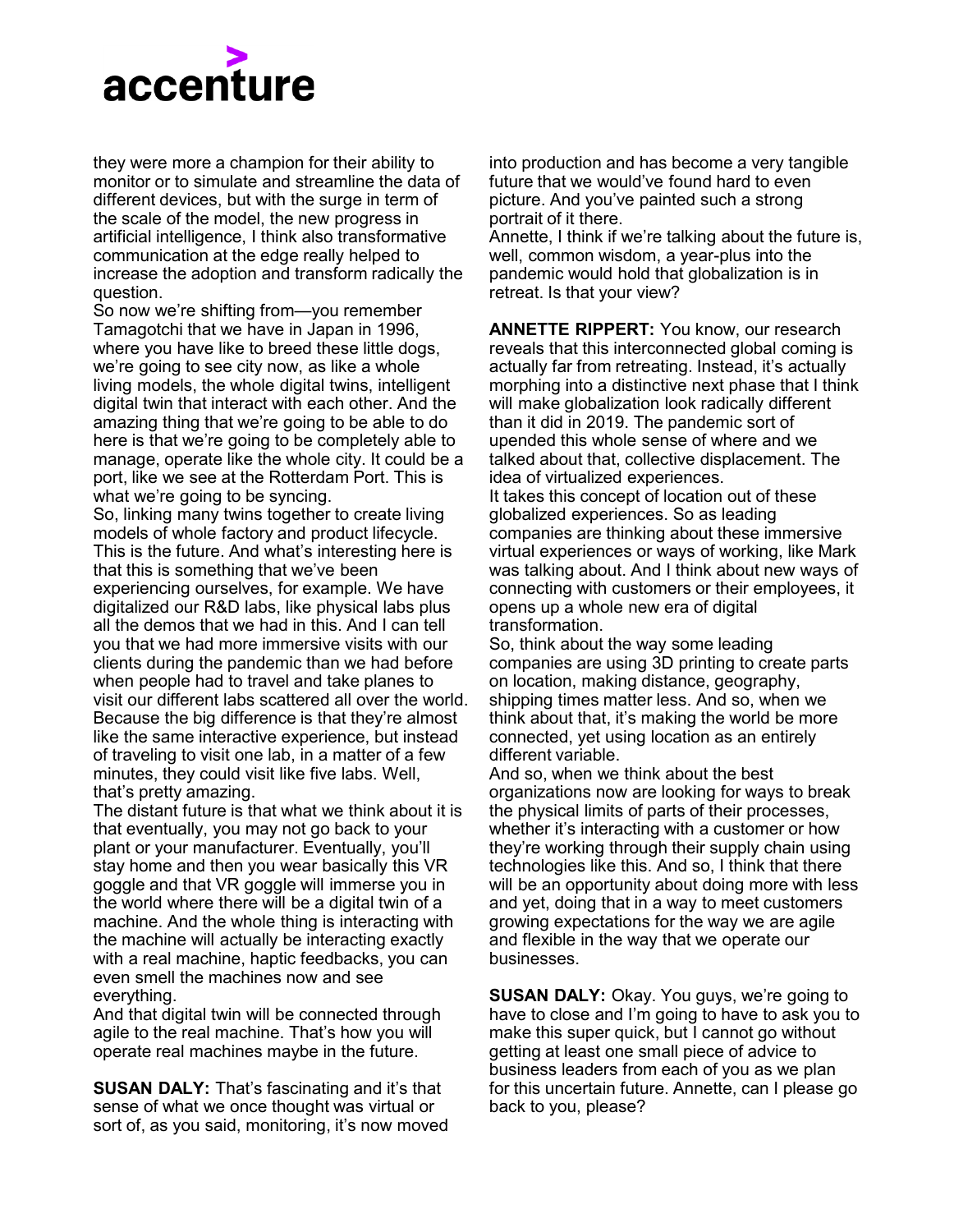they were more a champion for their ability to monitor or to simulate and streamline the data of different devices, but with the surge in term of the scale of the model, the new progress in artificial intelligence, I think also transformative communication at the edge really helped to increase the adoption and transform radically the question.

So now we're shifting from—you remember Tamagotchi that we have in Japan in 1996, where you have like to breed these little dogs, we're going to see city now, as like a whole living models, the whole digital twins, intelligent digital twin that interact with each other. And the amazing thing that we're going to be able to do here is that we're going to be completely able to manage, operate like the whole city. It could be a port, like we see at the Rotterdam Port. This is what we're going to be syncing.

So, linking many twins together to create living models of whole factory and product lifecycle. This is the future. And what's interesting here is that this is something that we've been experiencing ourselves, for example. We have digitalized our R&D labs, like physical labs plus all the demos that we had in this. And I can tell you that we had more immersive visits with our clients during the pandemic than we had before when people had to travel and take planes to visit our different labs scattered all over the world. Because the big difference is that they're almost like the same interactive experience, but instead of traveling to visit one lab, in a matter of a few minutes, they could visit like five labs. Well, that's pretty amazing.

The distant future is that what we think about it is that eventually, you may not go back to your plant or your manufacturer. Eventually, you'll stay home and then you wear basically this VR goggle and that VR goggle will immerse you in the world where there will be a digital twin of a machine. And the whole thing is interacting with the machine will actually be interacting exactly with a real machine, haptic feedbacks, you can even smell the machines now and see everything.

And that digital twin will be connected through agile to the real machine. That's how you will operate real machines maybe in the future.

**SUSAN DALY:** That's fascinating and it's that sense of what we once thought was virtual or sort of, as you said, monitoring, it's now moved into production and has become a very tangible future that we would've found hard to even picture. And you've painted such a strong portrait of it there.

Annette, I think if we're talking about the future is, well, common wisdom, a year-plus into the pandemic would hold that globalization is in retreat. Is that your view?

**ANNETTE RIPPERT:** You know, our research reveals that this interconnected global coming is actually far from retreating. Instead, it's actually morphing into a distinctive next phase that I think will make globalization look radically different than it did in 2019. The pandemic sort of upended this whole sense of where and we talked about that, collective displacement. The idea of virtualized experiences.

It takes this concept of location out of these globalized experiences. So as leading companies are thinking about these immersive virtual experiences or ways of working, like Mark was talking about. And I think about new ways of connecting with customers or their employees, it opens up a whole new era of digital transformation.

So, think about the way some leading companies are using 3D printing to create parts on location, making distance, geography, shipping times matter less. And so, when we think about that, it's making the world be more connected, yet using location as an entirely different variable.

And so, when we think about the best organizations now are looking for ways to break the physical limits of parts of their processes, whether it's interacting with a customer or how they're working through their supply chain using technologies like this. And so, I think that there will be an opportunity about doing more with less and yet, doing that in a way to meet customers growing expectations for the way we are agile and flexible in the way that we operate our businesses.

**SUSAN DALY:** Okay. You guys, we're going to have to close and I'm going to have to ask you to make this super quick, but I cannot go without getting at least one small piece of advice to business leaders from each of you as we plan for this uncertain future. Annette, can I please go back to you, please?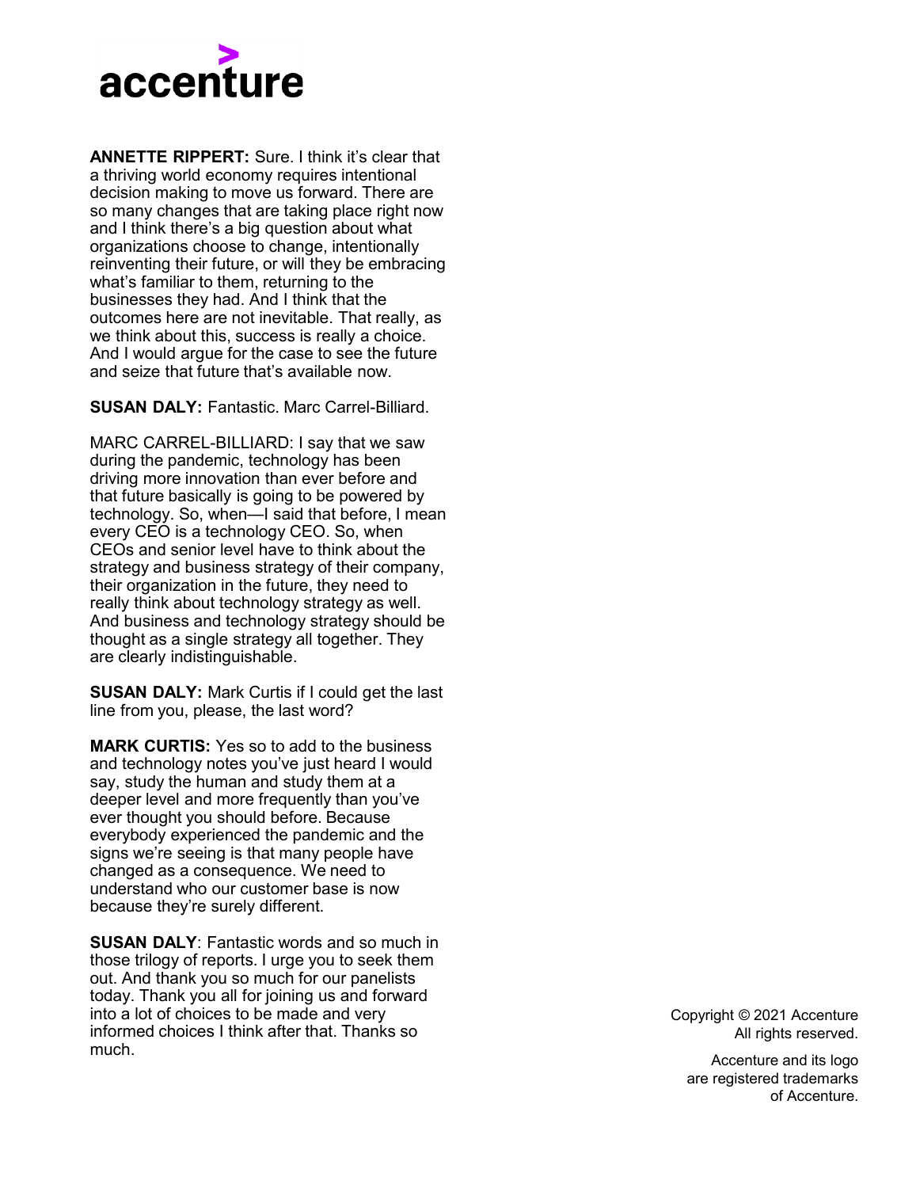**ANNETTE RIPPERT:** Sure. I think it's clear that a thriving world economy requires intentional decision making to move us forward. There are so many changes that are taking place right now and I think there's a big question about what organizations choose to change, intentionally reinventing their future, or will they be embracing what's familiar to them, returning to the businesses they had. And I think that the outcomes here are not inevitable. That really, as we think about this, success is really a choice. And I would argue for the case to see the future and seize that future that's available now.

**SUSAN DALY:** Fantastic. Marc Carrel-Billiard.

MARC CARREL-BILLIARD: I say that we saw during the pandemic, technology has been driving more innovation than ever before and that future basically is going to be powered by technology. So, when—I said that before, I mean every CEO is a technology CEO. So, when CEOs and senior level have to think about the strategy and business strategy of their company, their organization in the future, they need to really think about technology strategy as well. And business and technology strategy should be thought as a single strategy all together. They are clearly indistinguishable.

**SUSAN DALY:** Mark Curtis if I could get the last line from you, please, the last word?

**MARK CURTIS:** Yes so to add to the business and technology notes you've just heard I would say, study the human and study them at a deeper level and more frequently than you've ever thought you should before. Because everybody experienced the pandemic and the signs we're seeing is that many people have changed as a consequence. We need to understand who our customer base is now because they're surely different.

**SUSAN DALY**: Fantastic words and so much in those trilogy of reports. I urge you to seek them out. And thank you so much for our panelists today. Thank you all for joining us and forward into a lot of choices to be made and very informed choices I think after that. Thanks so much.

Copyright © 2021 Accenture
All rights reserved.

Accenture and its logo are registered trademarks of Accenture.